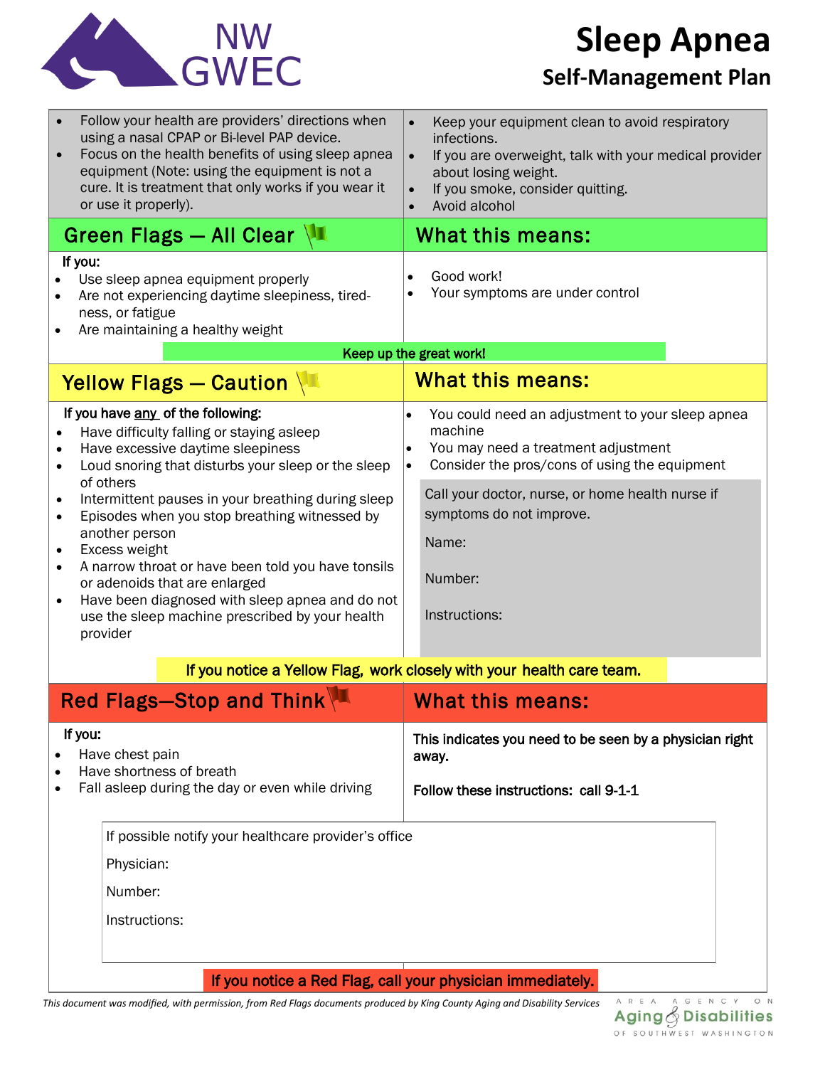NW GWEC

# Sleep Apnea

## Self-Management Plan

- Follow your health are providers' directions when using a nasal CPAP or Bi-level PAP device.
- Focus on the health benefits of using sleep apnea equipment (Note: using the equipment is not a cure. It is treatment that only works if you wear it or use it properly).
- Keep your equipment clean to avoid respiratory infections.
- If you are overweight, talk with your medical provider about losing weight.
- If you smoke, consider quitting.
- Avoid alcohol

## Green Flags — All Clear

**If you:**

- Use sleep apnea equipment properly
- Are not experiencing daytime sleepiness, tired-ness, or fatigue
- Are maintaining a healthy weight

### What this means:

- Good work!
- Your symptoms are under control

**Keep up the great work!**

## Yellow Flags — Caution

**If you have any of the following:**

- Have difficulty falling or staying asleep
- Have excessive daytime sleepiness
- Loud snoring that disturbs your sleep or the sleep of others
- Intermittent pauses in your breathing during sleep
- Episodes when you stop breathing witnessed by another person
- Excess weight
- A narrow throat or have been told you have tonsils or adenoids that are enlarged
- Have been diagnosed with sleep apnea and do not use the sleep machine prescribed by your health provider

### What this means:

- You could need an adjustment to your sleep apnea machine
- You may need a treatment adjustment
- Consider the pros/cons of using the equipment

Call your doctor, nurse, or home health nurse if symptoms do not improve.

Name:

Number:

Instructions:

**If you notice a Yellow Flag, work closely with your health care team.**

## Red Flags—Stop and Think

**If you:**

- Have chest pain
- Have shortness of breath
- Fall asleep during the day or even while driving

### What this means:

**This indicates you need to be seen by a physician right away.**

**Follow these instructions: call 9-1-1**

If possible notify your healthcare provider's office

Physician:

Number:

Instructions:

**If you notice a Red Flag, call your physician immediately.**

*This document was modified, with permission, from Red Flags documents produced by King County Aging and Disability Services*

Area Agency on Aging & Disabilities of Southwest Washington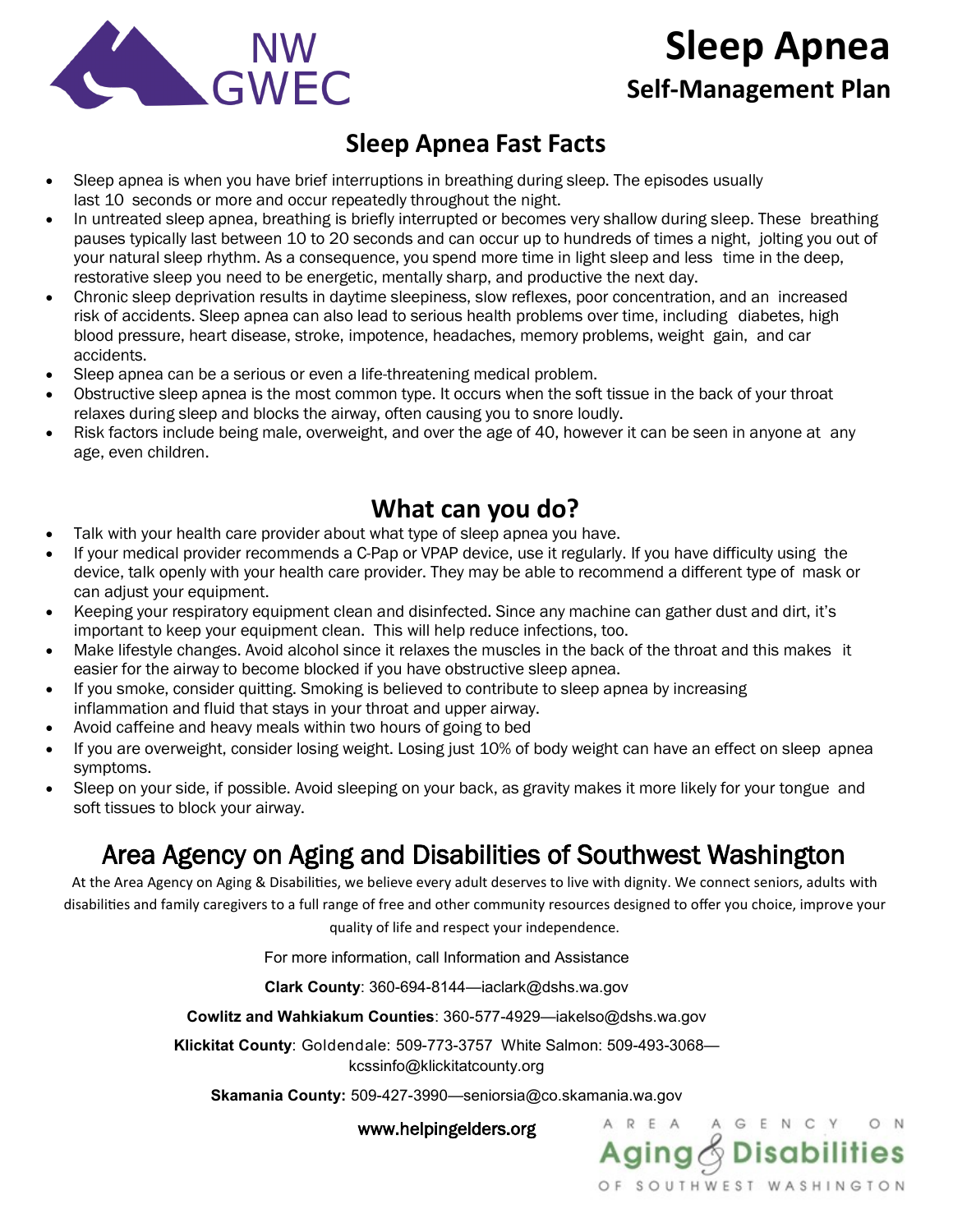# Sleep Apnea

## Self-Management Plan

## Sleep Apnea Fast Facts

- Sleep apnea is when you have brief interruptions in breathing during sleep. The episodes usually last 10 seconds or more and occur repeatedly throughout the night.
- In untreated sleep apnea, breathing is briefly interrupted or becomes very shallow during sleep. These breathing pauses typically last between 10 to 20 seconds and can occur up to hundreds of times a night, jolting you out of your natural sleep rhythm. As a consequence, you spend more time in light sleep and less time in the deep, restorative sleep you need to be energetic, mentally sharp, and productive the next day.
- Chronic sleep deprivation results in daytime sleepiness, slow reflexes, poor concentration, and an increased risk of accidents. Sleep apnea can also lead to serious health problems over time, including diabetes, high blood pressure, heart disease, stroke, impotence, headaches, memory problems, weight gain, and car accidents.
- Sleep apnea can be a serious or even a life-threatening medical problem.
- Obstructive sleep apnea is the most common type. It occurs when the soft tissue in the back of your throat relaxes during sleep and blocks the airway, often causing you to snore loudly.
- Risk factors include being male, overweight, and over the age of 40, however it can be seen in anyone at any age, even children.

## What can you do?

- Talk with your health care provider about what type of sleep apnea you have.
- If your medical provider recommends a C-Pap or VPAP device, use it regularly. If you have difficulty using the device, talk openly with your health care provider. They may be able to recommend a different type of mask or can adjust your equipment.
- Keeping your respiratory equipment clean and disinfected. Since any machine can gather dust and dirt, it's important to keep your equipment clean. This will help reduce infections, too.
- Make lifestyle changes. Avoid alcohol since it relaxes the muscles in the back of the throat and this makes it easier for the airway to become blocked if you have obstructive sleep apnea.
- If you smoke, consider quitting. Smoking is believed to contribute to sleep apnea by increasing inflammation and fluid that stays in your throat and upper airway.
- Avoid caffeine and heavy meals within two hours of going to bed
- If you are overweight, consider losing weight. Losing just 10% of body weight can have an effect on sleep apnea symptoms.
- Sleep on your side, if possible. Avoid sleeping on your back, as gravity makes it more likely for your tongue and soft tissues to block your airway.

## Area Agency on Aging and Disabilities of Southwest Washington

At the Area Agency on Aging & Disabilities, we believe every adult deserves to live with dignity. We connect seniors, adults with disabilities and family caregivers to a full range of free and other community resources designed to offer you choice, improve your quality of life and respect your independence.

For more information, call Information and Assistance

**Clark County**: 360-694-8144—iaclark@dshs.wa.gov

**Cowlitz and Wahkiakum Counties**: 360-577-4929—iakelso@dshs.wa.gov

**Klickitat County**: Goldendale: 509-773-3757 White Salmon: 509-493-3068—kcssinfo@klickitatcounty.org

**Skamania County:** 509-427-3990—seniorsia@co.skamania.wa.gov

www.helpingelders.org

Area Agency on Aging & Disabilities of Southwest Washington